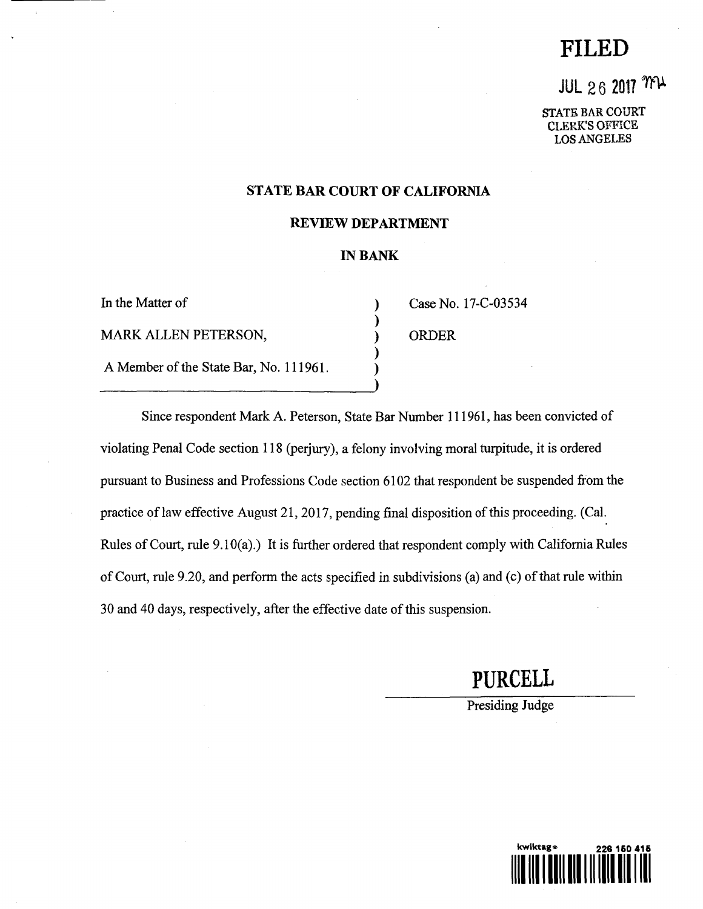**FILED**

JUL 26 2017

STATE BAR COURT
CLERK'S OFFICE
LOS ANGELES

**STATE BAR COURT OF CALIFORNIA**

**REVIEW DEPARTMENT**

**IN BANK**

| | |
|---|---|
| In the Matter of | Case No. 17-C-03534 |
| MARK ALLEN PETERSON, | ORDER |
| A Member of the State Bar, No. 111961. | |

Since respondent Mark A. Peterson, State Bar Number 111961, has been convicted of violating Penal Code section 118 (perjury), a felony involving moral turpitude, it is ordered pursuant to Business and Professions Code section 6102 that respondent be suspended from the practice of law effective August 21, 2017, pending final disposition of this proceeding. (Cal. Rules of Court, rule 9.10(a).) It is further ordered that respondent comply with California Rules of Court, rule 9.20, and perform the acts specified in subdivisions (a) and (c) of that rule within 30 and 40 days, respectively, after the effective date of this suspension.

PURCELL

Presiding Judge

kwiktag® 226 150 415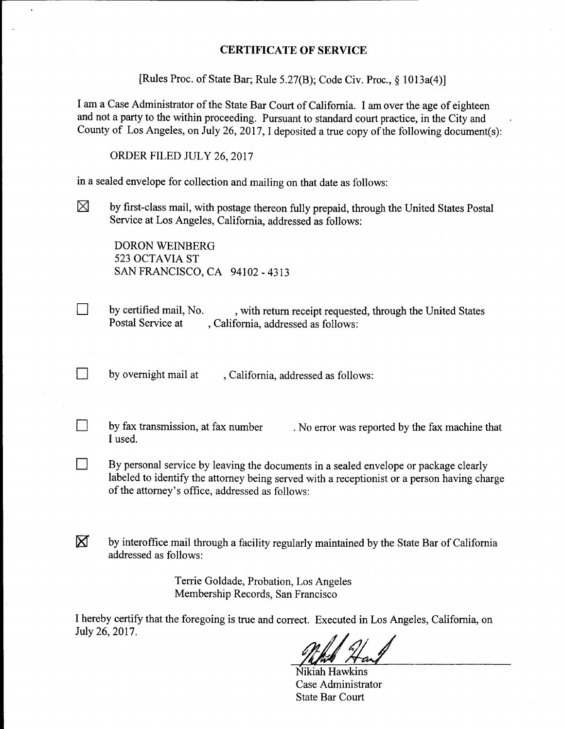# CERTIFICATE OF SERVICE

[Rules Proc. of State Bar; Rule 5.27(B); Code Civ. Proc., § 1013a(4)]

I am a Case Administrator of the State Bar Court of California. I am over the age of eighteen and not a party to the within proceeding. Pursuant to standard court practice, in the City and County of Los Angeles, on July 26, 2017, I deposited a true copy of the following document(s):

ORDER FILED JULY 26, 2017

in a sealed envelope for collection and mailing on that date as follows:

☒ by first-class mail, with postage thereon fully prepaid, through the United States Postal Service at Los Angeles, California, addressed as follows:

DORON WEINBERG
523 OCTAVIA ST
SAN FRANCISCO, CA 94102 - 4313

☐ by certified mail, No. , with return receipt requested, through the United States Postal Service at , California, addressed as follows:

☐ by overnight mail at , California, addressed as follows:

☐ by fax transmission, at fax number . No error was reported by the fax machine that I used.

☐ By personal service by leaving the documents in a sealed envelope or package clearly labeled to identify the attorney being served with a receptionist or a person having charge of the attorney's office, addressed as follows:

☒ by interoffice mail through a facility regularly maintained by the State Bar of California addressed as follows:

Terrie Goldade, Probation, Los Angeles
Membership Records, San Francisco

I hereby certify that the foregoing is true and correct. Executed in Los Angeles, California, on July 26, 2017.

Nikiah Hawkins
Case Administrator
State Bar Court